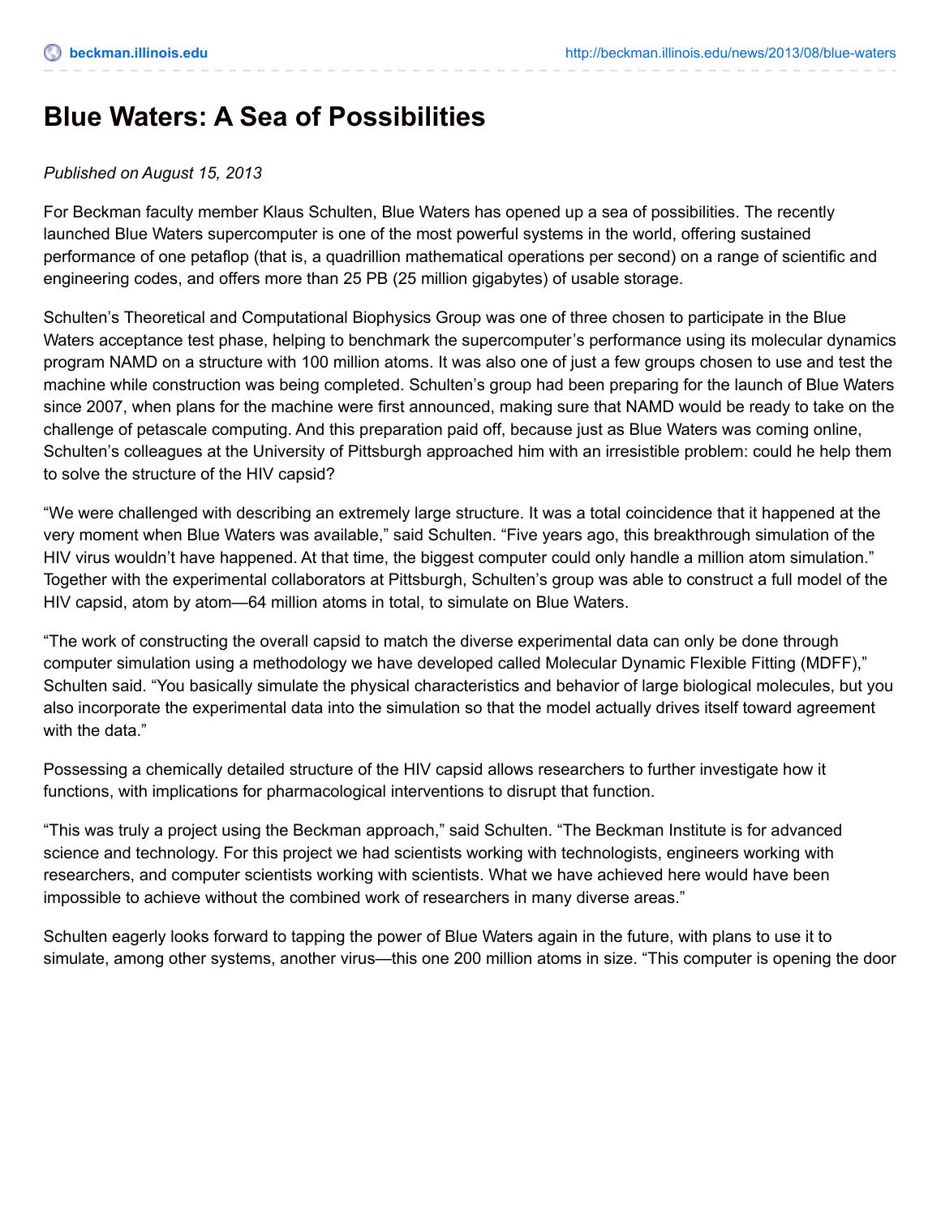# Blue Waters: A Sea of Possibilities

*Published on August 15, 2013*

For Beckman faculty member Klaus Schulten, Blue Waters has opened up a sea of possibilities. The recently launched Blue Waters supercomputer is one of the most powerful systems in the world, offering sustained performance of one petaflop (that is, a quadrillion mathematical operations per second) on a range of scientific and engineering codes, and offers more than 25 PB (25 million gigabytes) of usable storage.

Schulten's Theoretical and Computational Biophysics Group was one of three chosen to participate in the Blue Waters acceptance test phase, helping to benchmark the supercomputer's performance using its molecular dynamics program NAMD on a structure with 100 million atoms. It was also one of just a few groups chosen to use and test the machine while construction was being completed. Schulten's group had been preparing for the launch of Blue Waters since 2007, when plans for the machine were first announced, making sure that NAMD would be ready to take on the challenge of petascale computing. And this preparation paid off, because just as Blue Waters was coming online, Schulten's colleagues at the University of Pittsburgh approached him with an irresistible problem: could he help them to solve the structure of the HIV capsid?

"We were challenged with describing an extremely large structure. It was a total coincidence that it happened at the very moment when Blue Waters was available," said Schulten. "Five years ago, this breakthrough simulation of the HIV virus wouldn't have happened. At that time, the biggest computer could only handle a million atom simulation." Together with the experimental collaborators at Pittsburgh, Schulten's group was able to construct a full model of the HIV capsid, atom by atom—64 million atoms in total, to simulate on Blue Waters.

"The work of constructing the overall capsid to match the diverse experimental data can only be done through computer simulation using a methodology we have developed called Molecular Dynamic Flexible Fitting (MDFF)," Schulten said. "You basically simulate the physical characteristics and behavior of large biological molecules, but you also incorporate the experimental data into the simulation so that the model actually drives itself toward agreement with the data."

Possessing a chemically detailed structure of the HIV capsid allows researchers to further investigate how it functions, with implications for pharmacological interventions to disrupt that function.

"This was truly a project using the Beckman approach," said Schulten. "The Beckman Institute is for advanced science and technology. For this project we had scientists working with technologists, engineers working with researchers, and computer scientists working with scientists. What we have achieved here would have been impossible to achieve without the combined work of researchers in many diverse areas."

Schulten eagerly looks forward to tapping the power of Blue Waters again in the future, with plans to use it to simulate, among other systems, another virus—this one 200 million atoms in size. "This computer is opening the door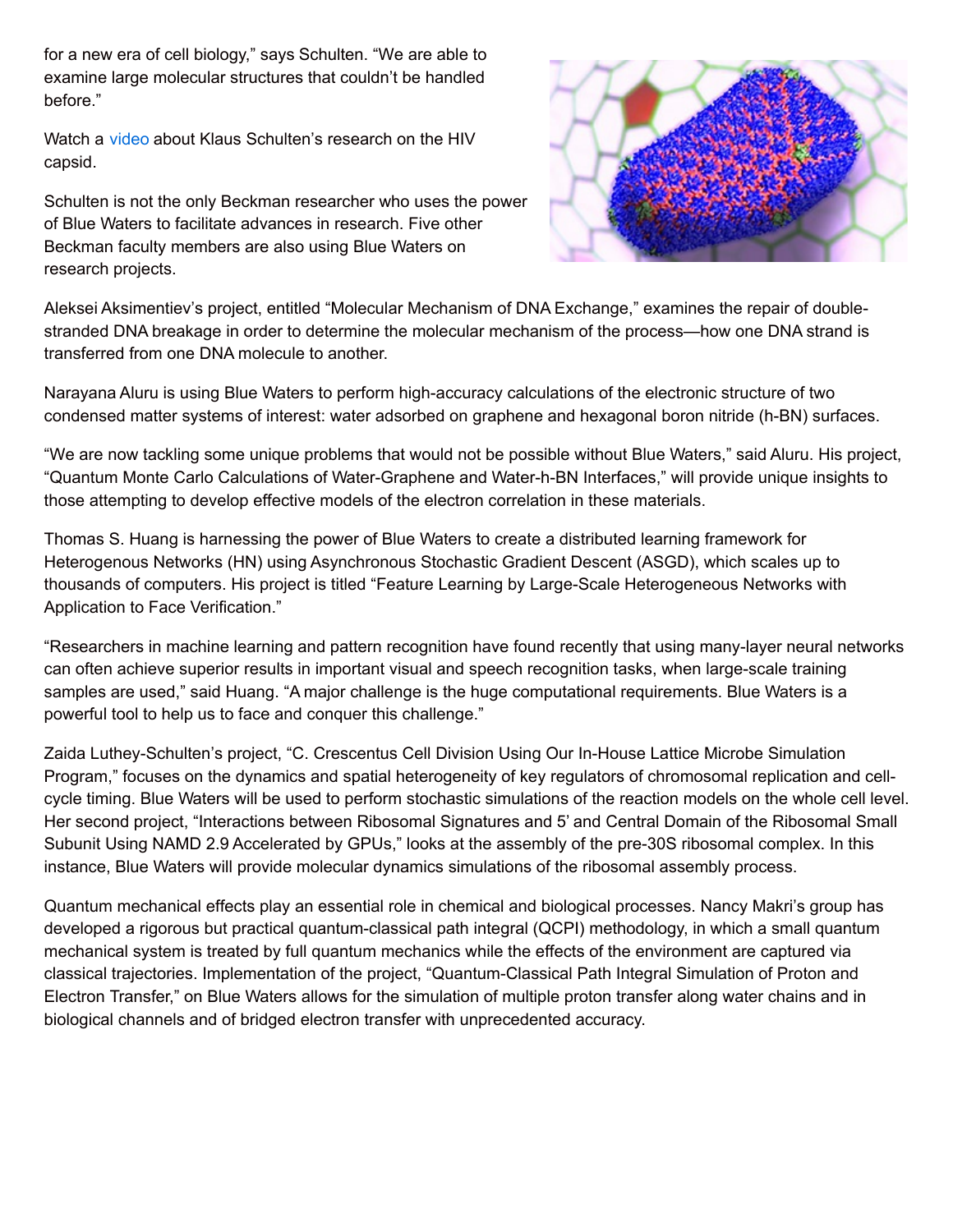for a new era of cell biology," says Schulten. "We are able to examine large molecular structures that couldn't be handled before."

Watch a video about Klaus Schulten's research on the HIV capsid.

Schulten is not the only Beckman researcher who uses the power of Blue Waters to facilitate advances in research. Five other Beckman faculty members are also using Blue Waters on research projects.

Aleksei Aksimentiev's project, entitled "Molecular Mechanism of DNA Exchange," examines the repair of double-stranded DNA breakage in order to determine the molecular mechanism of the process—how one DNA strand is transferred from one DNA molecule to another.

Narayana Aluru is using Blue Waters to perform high-accuracy calculations of the electronic structure of two condensed matter systems of interest: water adsorbed on graphene and hexagonal boron nitride (h-BN) surfaces.

"We are now tackling some unique problems that would not be possible without Blue Waters," said Aluru. His project, "Quantum Monte Carlo Calculations of Water-Graphene and Water-h-BN Interfaces," will provide unique insights to those attempting to develop effective models of the electron correlation in these materials.

Thomas S. Huang is harnessing the power of Blue Waters to create a distributed learning framework for Heterogenous Networks (HN) using Asynchronous Stochastic Gradient Descent (ASGD), which scales up to thousands of computers. His project is titled "Feature Learning by Large-Scale Heterogeneous Networks with Application to Face Verification."

"Researchers in machine learning and pattern recognition have found recently that using many-layer neural networks can often achieve superior results in important visual and speech recognition tasks, when large-scale training samples are used," said Huang. "A major challenge is the huge computational requirements. Blue Waters is a powerful tool to help us to face and conquer this challenge."

Zaida Luthey-Schulten's project, "C. Crescentus Cell Division Using Our In-House Lattice Microbe Simulation Program," focuses on the dynamics and spatial heterogeneity of key regulators of chromosomal replication and cell-cycle timing. Blue Waters will be used to perform stochastic simulations of the reaction models on the whole cell level. Her second project, "Interactions between Ribosomal Signatures and 5' and Central Domain of the Ribosomal Small Subunit Using NAMD 2.9 Accelerated by GPUs," looks at the assembly of the pre-30S ribosomal complex. In this instance, Blue Waters will provide molecular dynamics simulations of the ribosomal assembly process.

Quantum mechanical effects play an essential role in chemical and biological processes. Nancy Makri's group has developed a rigorous but practical quantum-classical path integral (QCPI) methodology, in which a small quantum mechanical system is treated by full quantum mechanics while the effects of the environment are captured via classical trajectories. Implementation of the project, "Quantum-Classical Path Integral Simulation of Proton and Electron Transfer," on Blue Waters allows for the simulation of multiple proton transfer along water chains and in biological channels and of bridged electron transfer with unprecedented accuracy.